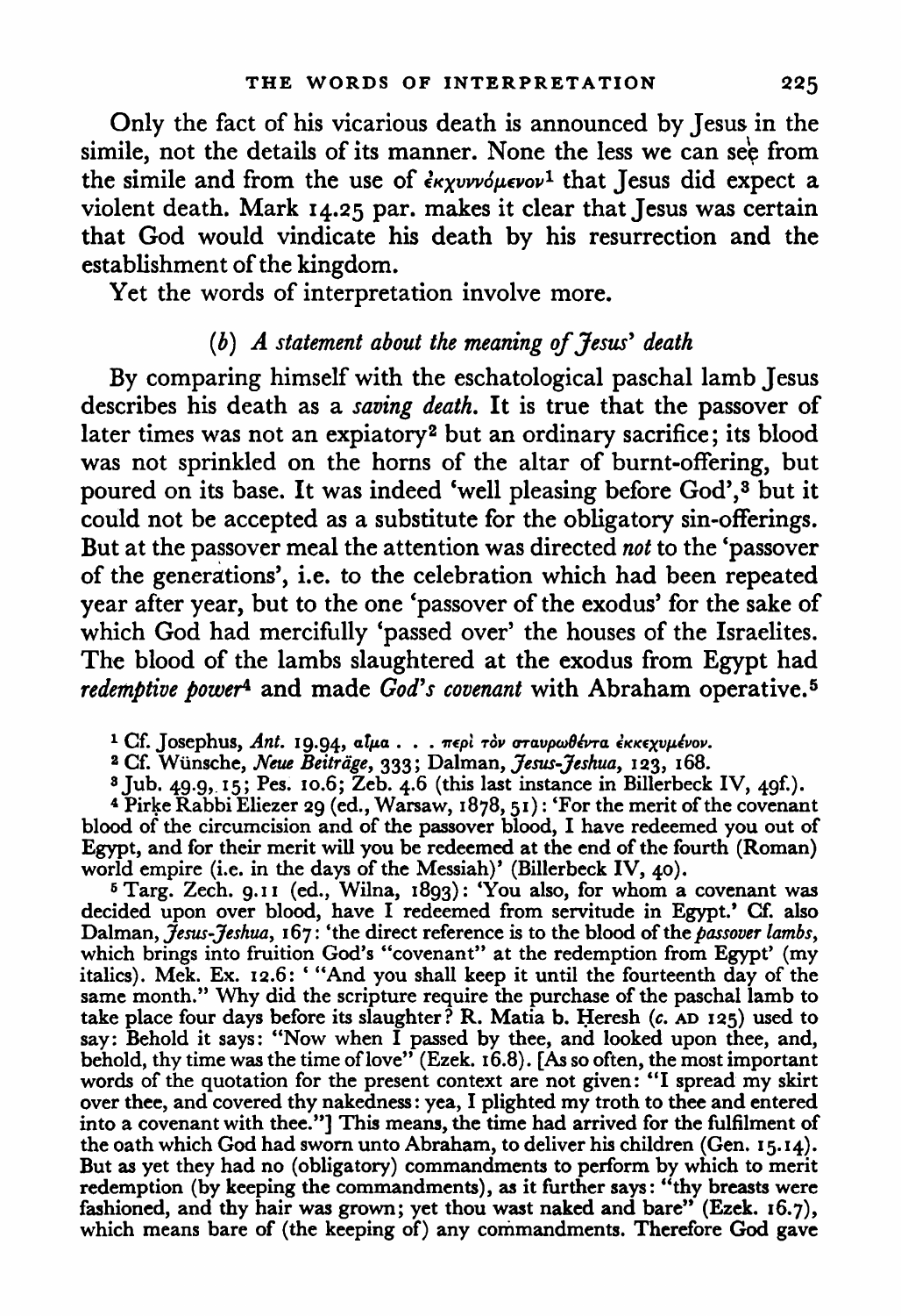Only the fact of his vicarious death is announced by Jesus in the simile, not the details of its manner. None the less we can see from the simile and from the use of ἐκχυννόμενον[1] that Jesus did expect a violent death. Mark 14.25 par. makes it clear that Jesus was certain that God would vindicate his death by his resurrection and the establishment of the kingdom.

Yet the words of interpretation involve more.

### (b) *A statement about the meaning of Jesus' death*

By comparing himself with the eschatological paschal lamb Jesus describes his death as a *saving death*. It is true that the passover of later times was not an expiatory[2] but an ordinary sacrifice; its blood was not sprinkled on the horns of the altar of burnt-offering, but poured on its base. It was indeed 'well pleasing before God',[3] but it could not be accepted as a substitute for the obligatory sin-offerings. But at the passover meal the attention was directed *not* to the 'passover of the generations', i.e. to the celebration which had been repeated year after year, but to the one 'passover of the exodus' for the sake of which God had mercifully 'passed over' the houses of the Israelites. The blood of the lambs slaughtered at the exodus from Egypt had *redemptive power*[4] and made *God's covenant* with Abraham operative.[5]

[1] Cf. Josephus, *Ant.* 19.94, αἷμα . . . περὶ τὸν σταυρωθέντα ἐκκεχυμένον.

[2] Cf. Wünsche, *Neue Beiträge*, 333; Dalman, *Jesus-Jeshua*, 123, 168.

[3] Jub. 49.9, 15; Pes. 10.6; Zeb. 4.6 (this last instance in Billerbeck IV, 49f.).

[4] Pirke Rabbi Eliezer 29 (ed., Warsaw, 1878, 51): 'For the merit of the covenant blood of the circumcision and of the passover blood, I have redeemed you out of Egypt, and for their merit will you be redeemed at the end of the fourth (Roman) world empire (i.e. in the days of the Messiah)' (Billerbeck IV, 40).

[5] Targ. Zech. 9.11 (ed., Wilna, 1893): 'You also, for whom a covenant was decided upon over blood, have I redeemed from servitude in Egypt.' Cf. also Dalman, *Jesus-Jeshua*, 167: 'the direct reference is to the blood of the *passover lambs*, which brings into fruition God's "covenant" at the redemption from Egypt' (my italics). Mek. Ex. 12.6: ' "And you shall keep it until the fourteenth day of the same month." Why did the scripture require the purchase of the paschal lamb to take place four days before its slaughter? R. Matia b. Ḥeresh (*c.* AD 125) used to say: Behold it says: "Now when I passed by thee, and looked upon thee, and, behold, thy time was the time of love" (Ezek. 16.8). [As so often, the most important words of the quotation for the present context are not given: "I spread my skirt over thee, and covered thy nakedness: yea, I plighted my troth to thee and entered into a covenant with thee."] This means, the time had arrived for the fulfilment of the oath which God had sworn unto Abraham, to deliver his children (Gen. 15.14). But as yet they had no (obligatory) commandments to perform by which to merit redemption (by keeping the commandments), as it further says: "thy breasts were fashioned, and thy hair was grown; yet thou wast naked and bare" (Ezek. 16.7), which means bare of (the keeping of) any commandments. Therefore God gave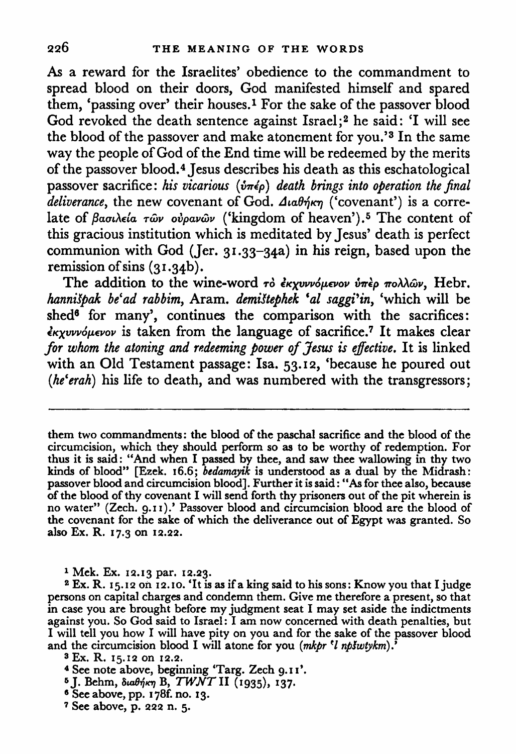As a reward for the Israelites' obedience to the commandment to spread blood on their doors, God manifested himself and spared them, 'passing over' their houses.[1] For the sake of the passover blood God revoked the death sentence against Israel;[2] he said: 'I will see the blood of the passover and make atonement for you.'[3] In the same way the people of God of the End time will be redeemed by the merits of the passover blood.[4] Jesus describes his death as this eschatological passover sacrifice: *his vicarious (ὑπέρ) death brings into operation the final deliverance*, the new covenant of God. Διαθήκη ('covenant') is a correlate of βασιλεία τῶν οὐρανῶν ('kingdom of heaven').[5] The content of this gracious institution which is meditated by Jesus' death is perfect communion with God (Jer. 31.33–34a) in his reign, based upon the remission of sins (31.34b).

The addition to the wine-word τὸ ἐκχυννόμενον ὑπὲρ πολλῶν, Hebr. *hannišpak beʿad rabbim*, Aram. *demištephek ʿal saggiʾin*, 'which will be shed[6] for many', continues the comparison with the sacrifices: ἐκχυννόμενον is taken from the language of sacrifice.[7] It makes clear *for whom the atoning and redeeming power of Jesus is effective.* It is linked with an Old Testament passage: Isa. 53.12, 'because he poured out (*heʿerah*) his life to death, and was numbered with the transgressors;

---

them two commandments: the blood of the paschal sacrifice and the blood of the circumcision, which they should perform so as to be worthy of redemption. For thus it is said: "And when I passed by thee, and saw thee wallowing in thy two kinds of blood" [Ezek. 16.6; *bedamayik* is understood as a dual by the Midrash: passover blood and circumcision blood]. Further it is said: "As for thee also, because of the blood of thy covenant I will send forth thy prisoners out of the pit wherein is no water" (Zech. 9.11).' Passover blood and circumcision blood are the blood of the covenant for the sake of which the deliverance out of Egypt was granted. So also Ex. R. 17.3 on 12.22.

[1] Mek. Ex. 12.13 par. 12.23.

[2] Ex. R. 15.12 on 12.10. 'It is as if a king said to his sons: Know you that I judge persons on capital charges and condemn them. Give me therefore a present, so that in case you are brought before my judgment seat I may set aside the indictments against you. So God said to Israel: I am now concerned with death penalties, but I will tell you how I will have pity on you and for the sake of the passover blood and the circumcision blood I will atone for you (*mkpr ʿl npšwtykm*).'

[3] Ex. R. 15.12 on 12.2.

[4] See note above, beginning 'Targ. Zech 9.11'.

[5] J. Behm, διαθήκη B, *TWNT* II (1935), 137.

[6] See above, pp. 178f. no. 13.

[7] See above, p. 222 n. 5.